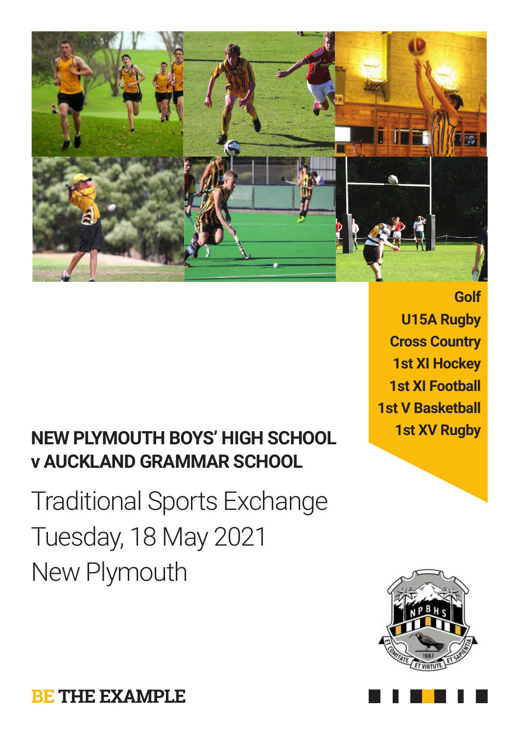Golf
U15A Rugby
Cross Country
1st XI Hockey
1st XI Football
1st V Basketball
1st XV Rugby

# NEW PLYMOUTH BOYS' HIGH SCHOOL v AUCKLAND GRAMMAR SCHOOL

## Traditional Sports Exchange
## Tuesday, 18 May 2021
## New Plymouth

**BE THE EXAMPLE**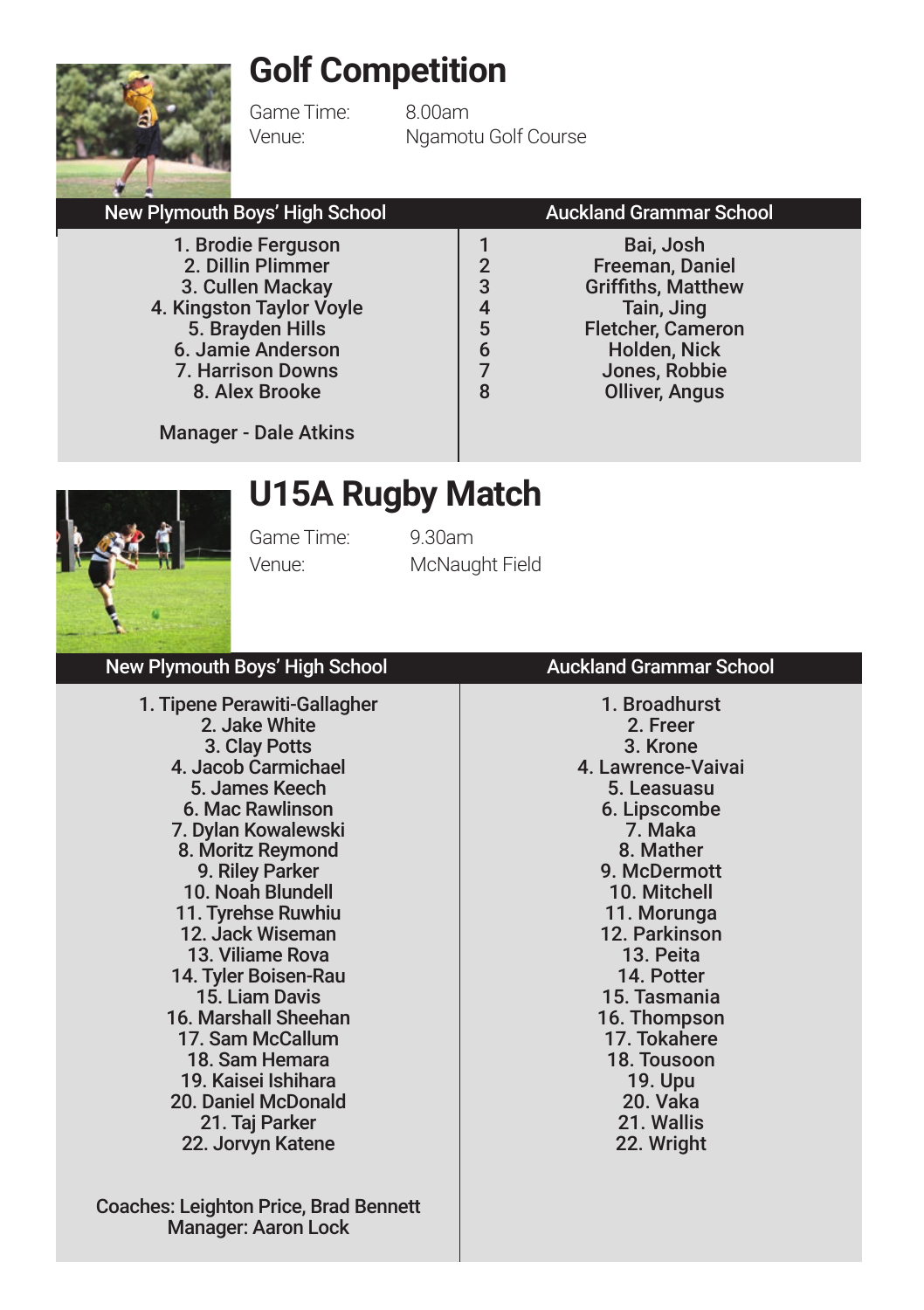# Golf Competition

Game Time: 8.00am
Venue: Ngamotu Golf Course

| New Plymouth Boys' High School | | Auckland Grammar School |
|---|---|---|
| 1. Brodie Ferguson | 1 | Bai, Josh |
| 2. Dillin Plimmer | 2 | Freeman, Daniel |
| 3. Cullen Mackay | 3 | Griffiths, Matthew |
| 4. Kingston Taylor Voyle | 4 | Tain, Jing |
| 5. Brayden Hills | 5 | Fletcher, Cameron |
| 6. Jamie Anderson | 6 | Holden, Nick |
| 7. Harrison Downs | 7 | Jones, Robbie |
| 8. Alex Brooke | 8 | Olliver, Angus |
| Manager - Dale Atkins | | |

# U15A Rugby Match

Game Time: 9.30am
Venue: McNaught Field

| New Plymouth Boys' High School | Auckland Grammar School |
|---|---|
| 1. Tipene Perawiti-Gallagher | 1. Broadhurst |
| 2. Jake White | 2. Freer |
| 3. Clay Potts | 3. Krone |
| 4. Jacob Carmichael | 4. Lawrence-Vaivai |
| 5. James Keech | 5. Leasuasu |
| 6. Mac Rawlinson | 6. Lipscombe |
| 7. Dylan Kowalewski | 7. Maka |
| 8. Moritz Reymond | 8. Mather |
| 9. Riley Parker | 9. McDermott |
| 10. Noah Blundell | 10. Mitchell |
| 11. Tyrehse Ruwhiu | 11. Morunga |
| 12. Jack Wiseman | 12. Parkinson |
| 13. Viliame Rova | 13. Peita |
| 14. Tyler Boisen-Rau | 14. Potter |
| 15. Liam Davis | 15. Tasmania |
| 16. Marshall Sheehan | 16. Thompson |
| 17. Sam McCallum | 17. Tokahere |
| 18. Sam Hemara | 18. Tousoon |
| 19. Kaisei Ishihara | 19. Upu |
| 20. Daniel McDonald | 20. Vaka |
| 21. Taj Parker | 21. Wallis |
| 22. Jorvyn Katene | 22. Wright |
| Coaches: Leighton Price, Brad Bennett<br>Manager: Aaron Lock | |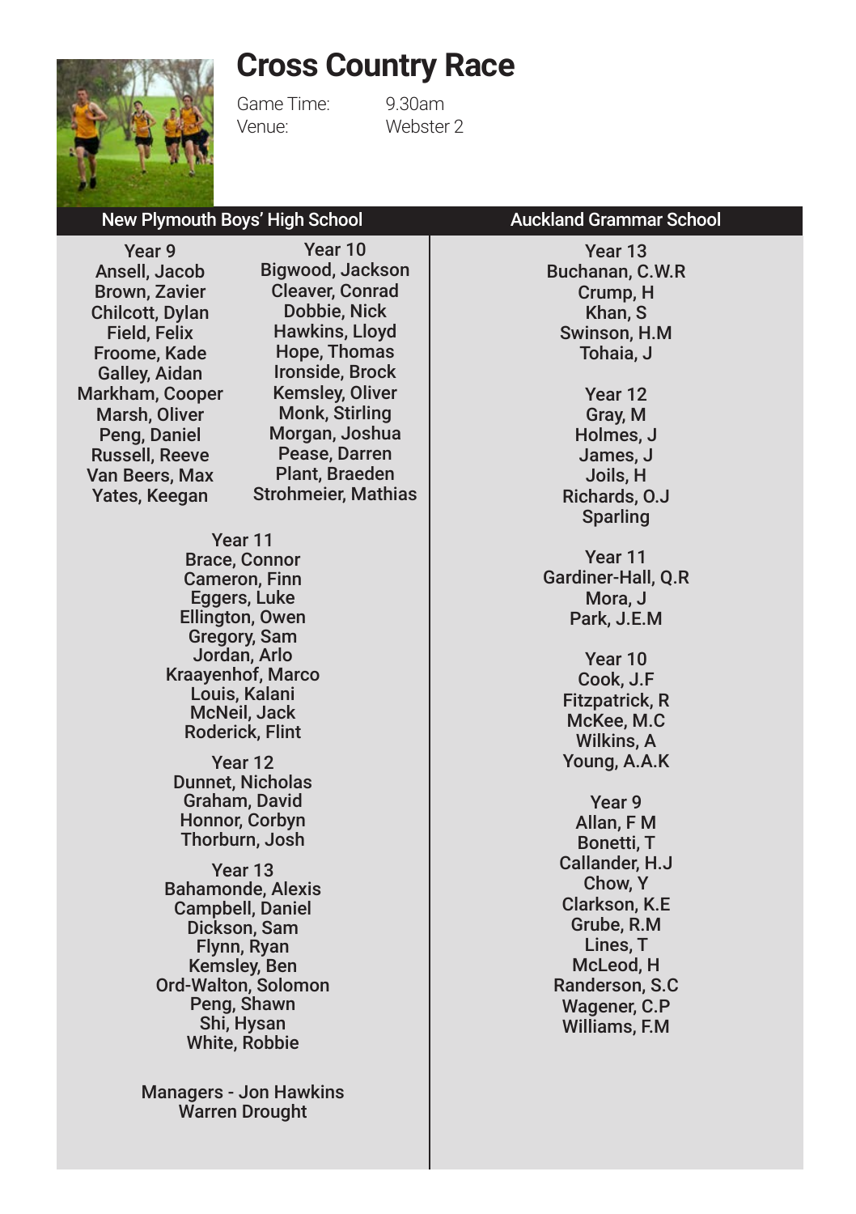# Cross Country Race

Game Time: 9.30am
Venue: Webster 2

## New Plymouth Boys' High School

**Year 9**
Ansell, Jacob
Brown, Zavier
Chilcott, Dylan
Field, Felix
Froome, Kade
Galley, Aidan
Markham, Cooper
Marsh, Oliver
Peng, Daniel
Russell, Reeve
Van Beers, Max
Yates, Keegan

**Year 10**
Bigwood, Jackson
Cleaver, Conrad
Dobbie, Nick
Hawkins, Lloyd
Hope, Thomas
Ironside, Brock
Kemsley, Oliver
Monk, Stirling
Morgan, Joshua
Pease, Darren
Plant, Braeden
Strohmeier, Mathias

**Year 11**
Brace, Connor
Cameron, Finn
Eggers, Luke
Ellington, Owen
Gregory, Sam
Jordan, Arlo
Kraayenhof, Marco
Louis, Kalani
McNeil, Jack
Roderick, Flint

**Year 12**
Dunnet, Nicholas
Graham, David
Honnor, Corbyn
Thorburn, Josh

**Year 13**
Bahamonde, Alexis
Campbell, Daniel
Dickson, Sam
Flynn, Ryan
Kemsley, Ben
Ord-Walton, Solomon
Peng, Shawn
Shi, Hysan
White, Robbie

Managers - Jon Hawkins
Warren Drought

## Auckland Grammar School

**Year 13**
Buchanan, C.W.R
Crump, H
Khan, S
Swinson, H.M
Tohaia, J

**Year 12**
Gray, M
Holmes, J
James, J
Joils, H
Richards, O.J
Sparling

**Year 11**
Gardiner-Hall, Q.R
Mora, J
Park, J.E.M

**Year 10**
Cook, J.F
Fitzpatrick, R
McKee, M.C
Wilkins, A
Young, A.A.K

**Year 9**
Allan, F M
Bonetti, T
Callander, H.J
Chow, Y
Clarkson, K.E
Grube, R.M
Lines, T
McLeod, H
Randerson, S.C
Wagener, C.P
Williams, F.M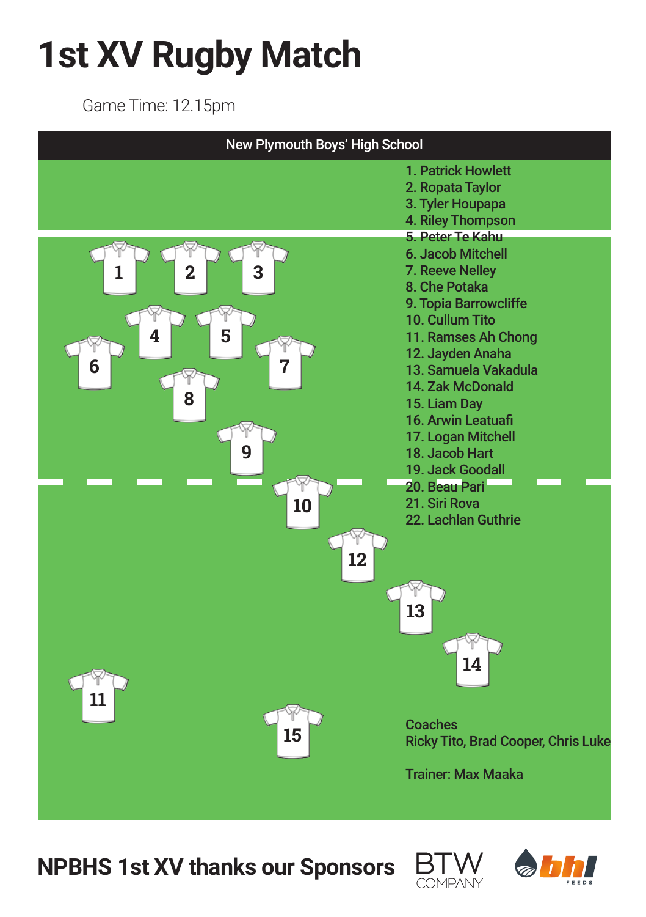# 1st XV Rugby Match

Game Time: 12.15pm

## New Plymouth Boys' High School

1. Patrick Howlett
2. Ropata Taylor
3. Tyler Houpapa
4. Riley Thompson
5. Peter Te Kahu
6. Jacob Mitchell
7. Reeve Nelley
8. Che Potaka
9. Topia Barrowcliffe
10. Cullum Tito
11. Ramses Ah Chong
12. Jayden Anaha
13. Samuela Vakadula
14. Zak McDonald
15. Liam Day
16. Arwin Leatuafi
17. Logan Mitchell
18. Jacob Hart
19. Jack Goodall
20. Beau Pari
21. Siri Rova
22. Lachlan Guthrie

Coaches
Ricky Tito, Brad Cooper, Chris Luke

Trainer: Max Maaka

**NPBHS 1st XV thanks our Sponsors**

BTW COMPANY

bhl FEEDS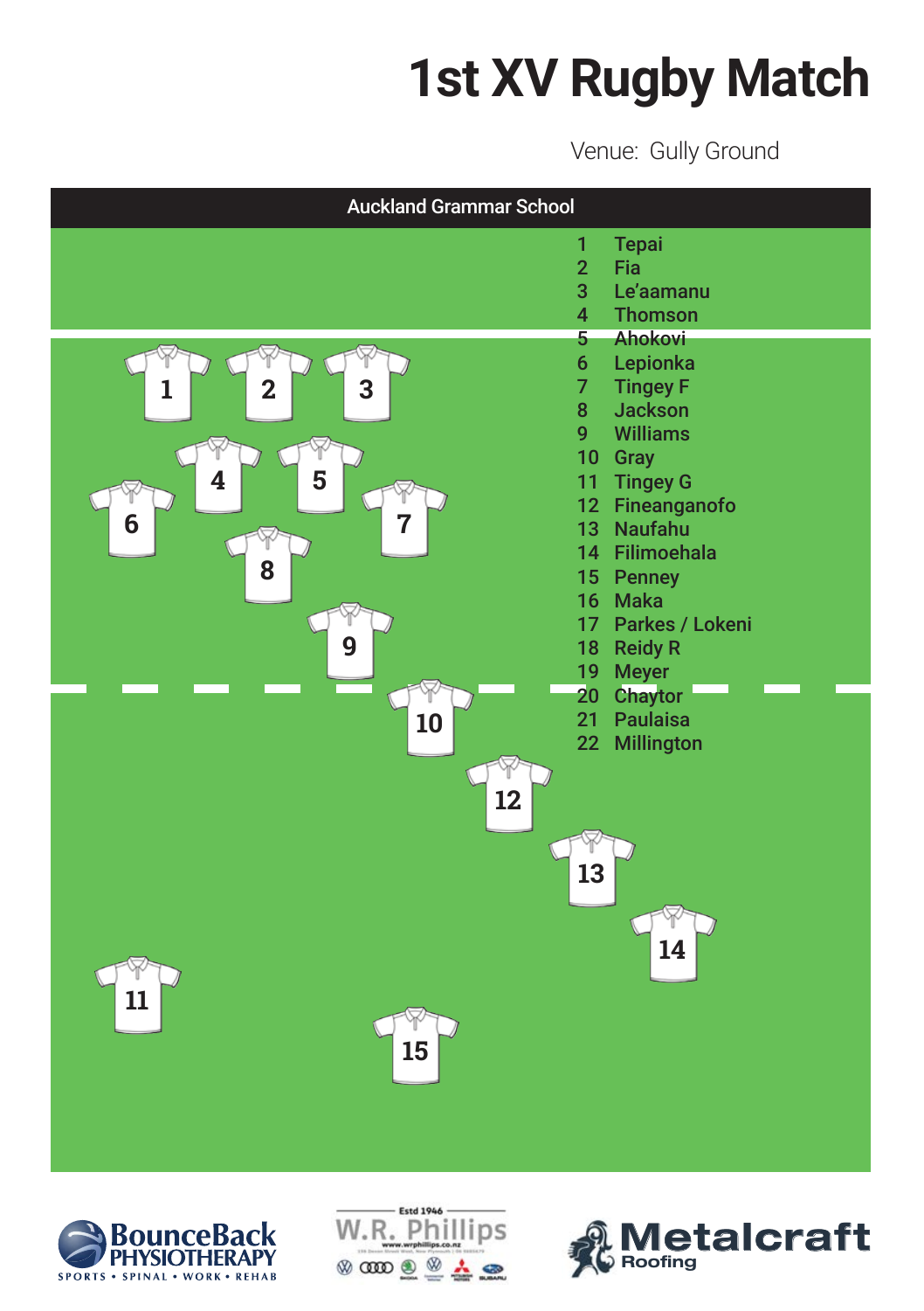# 1st XV Rugby Match

Venue: Gully Ground

## Auckland Grammar School

1 Tepai
2 Fia
3 Le'aamanu
4 Thomson
5 Ahokovi
6 Lepionka
7 Tingey F
8 Jackson
9 Williams
10 Gray
11 Tingey G
12 Fineanganofo
13 Naufahu
14 Filimoehala
15 Penney
16 Maka
17 Parkes / Lokeni
18 Reidy R
19 Meyer
20 Chaytor
21 Paulaisa
22 Millington

BounceBack Physiotherapy — Sports • Spinal • Work • Rehab

W.R. Phillips — Estd 1946 — www.wrphillips.co.nz

Metalcraft Roofing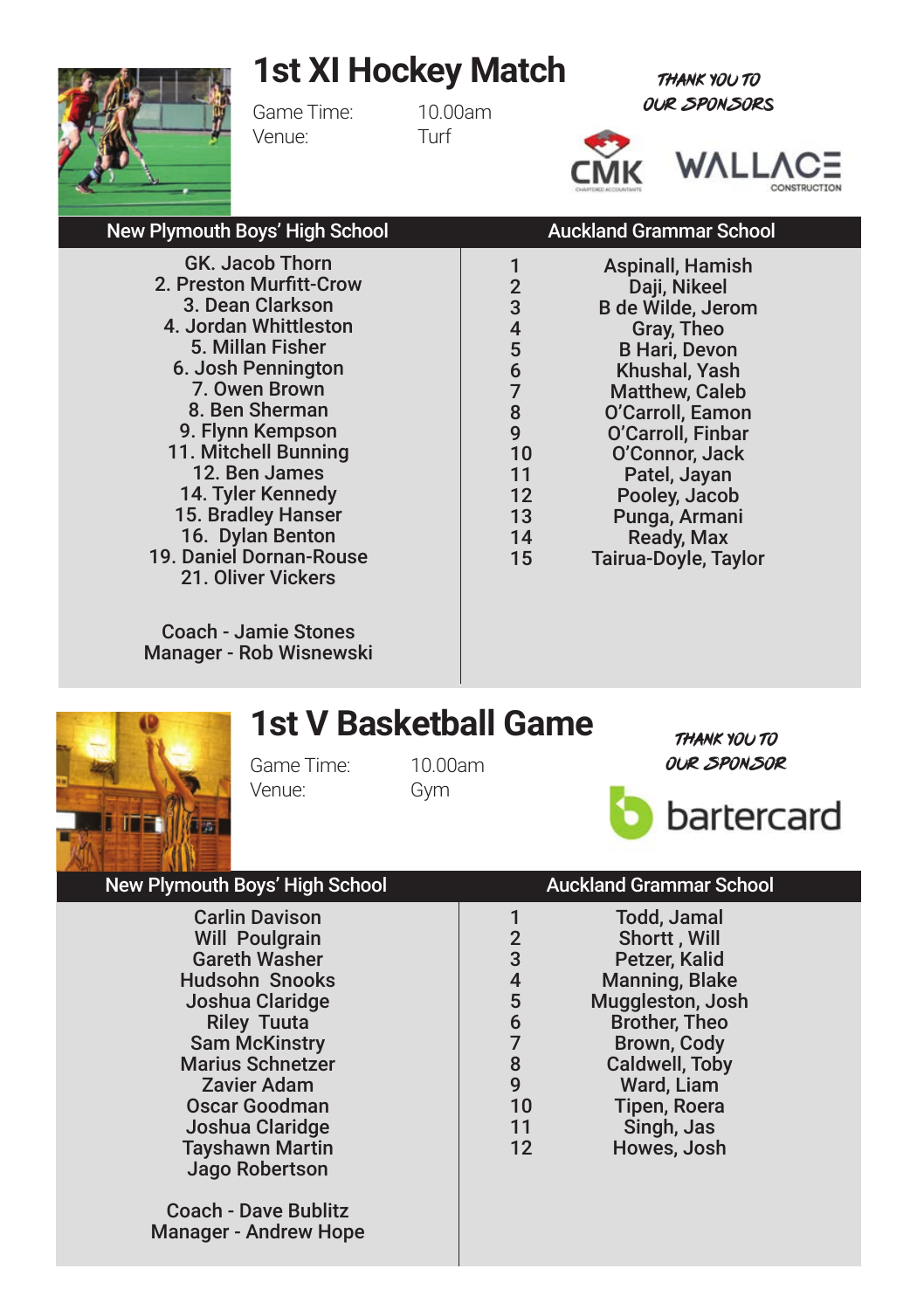# 1st XI Hockey Match

Game Time: 10.00am
Venue: Turf

THANK YOU TO OUR SPONSORS

CMK CHARTERED ACCOUNTANTS

WALLACE CONSTRUCTION

| New Plymouth Boys' High School | Auckland Grammar School | |
|---|---|---|
| GK. Jacob Thorn | 1 | Aspinall, Hamish |
| 2. Preston Murfitt-Crow | 2 | Daji, Nikeel |
| 3. Dean Clarkson | 3 | B de Wilde, Jerom |
| 4. Jordan Whittleston | 4 | Gray, Theo |
| 5. Millan Fisher | 5 | B Hari, Devon |
| 6. Josh Pennington | 6 | Khushal, Yash |
| 7. Owen Brown | 7 | Matthew, Caleb |
| 8. Ben Sherman | 8 | O'Carroll, Eamon |
| 9. Flynn Kempson | 9 | O'Carroll, Finbar |
| 11. Mitchell Bunning | 10 | O'Connor, Jack |
| 12. Ben James | 11 | Patel, Jayan |
| 14. Tyler Kennedy | 12 | Pooley, Jacob |
| 15. Bradley Hanser | 13 | Punga, Armani |
| 16. Dylan Benton | 14 | Ready, Max |
| 19. Daniel Dornan-Rouse | 15 | Tairua-Doyle, Taylor |
| 21. Oliver Vickers | | |

Coach - Jamie Stones
Manager - Rob Wisnewski

# 1st V Basketball Game

Game Time: 10.00am
Venue: Gym

THANK YOU TO OUR SPONSOR

bartercard

| New Plymouth Boys' High School | Auckland Grammar School | |
|---|---|---|
| Carlin Davison | 1 | Todd, Jamal |
| Will Poulgrain | 2 | Shortt , Will |
| Gareth Washer | 3 | Petzer, Kalid |
| Hudsohn Snooks | 4 | Manning, Blake |
| Joshua Claridge | 5 | Muggleston, Josh |
| Riley Tuuta | 6 | Brother, Theo |
| Sam McKinstry | 7 | Brown, Cody |
| Marius Schnetzer | 8 | Caldwell, Toby |
| Zavier Adam | 9 | Ward, Liam |
| Oscar Goodman | 10 | Tipen, Roera |
| Joshua Claridge | 11 | Singh, Jas |
| Tayshawn Martin | 12 | Howes, Josh |
| Jago Robertson | | |

Coach - Dave Bublitz
Manager - Andrew Hope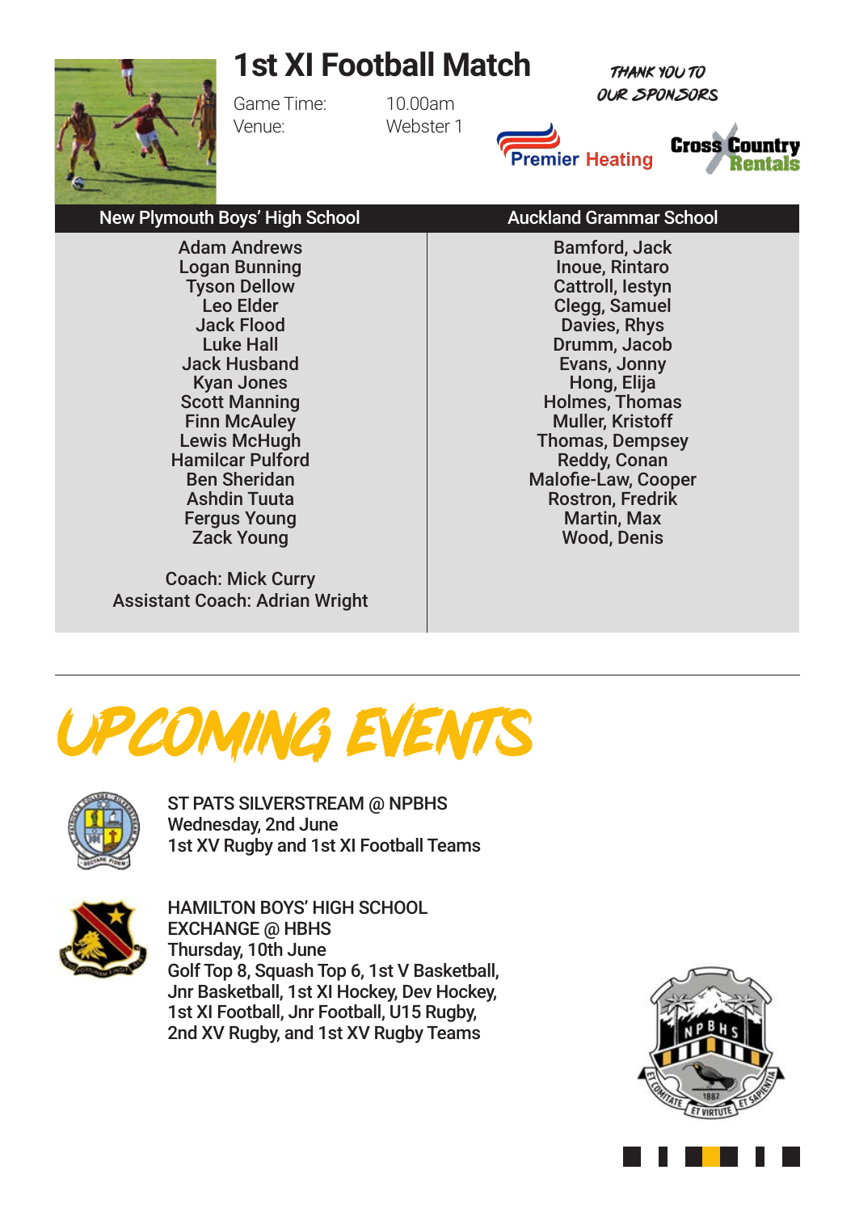# 1st XI Football Match

Game Time: 10.00am
Venue: Webster 1

THANK YOU TO OUR SPONSORS

Premier Heating

Cross Country Rentals

| New Plymouth Boys' High School | Auckland Grammar School |
|---|---|
| Adam Andrews | Bamford, Jack |
| Logan Bunning | Inoue, Rintaro |
| Tyson Dellow | Cattroll, Iestyn |
| Leo Elder | Clegg, Samuel |
| Jack Flood | Davies, Rhys |
| Luke Hall | Drumm, Jacob |
| Jack Husband | Evans, Jonny |
| Kyan Jones | Hong, Elija |
| Scott Manning | Holmes, Thomas |
| Finn McAuley | Muller, Kristoff |
| Lewis McHugh | Thomas, Dempsey |
| Hamilcar Pulford | Reddy, Conan |
| Ben Sheridan | Malofie-Law, Cooper |
| Ashdin Tuuta | Rostron, Fredrik |
| Fergus Young | Martin, Max |
| Zack Young | Wood, Denis |
| Coach: Mick Curry | |
| Assistant Coach: Adrian Wright | |

# UPCOMING EVENTS

ST PATS SILVERSTREAM @ NPBHS
Wednesday, 2nd June
1st XV Rugby and 1st XI Football Teams

HAMILTON BOYS' HIGH SCHOOL
EXCHANGE @ HBHS
Thursday, 10th June
Golf Top 8, Squash Top 6, 1st V Basketball, Jnr Basketball, 1st XI Hockey, Dev Hockey, 1st XI Football, Jnr Football, U15 Rugby, 2nd XV Rugby, and 1st XV Rugby Teams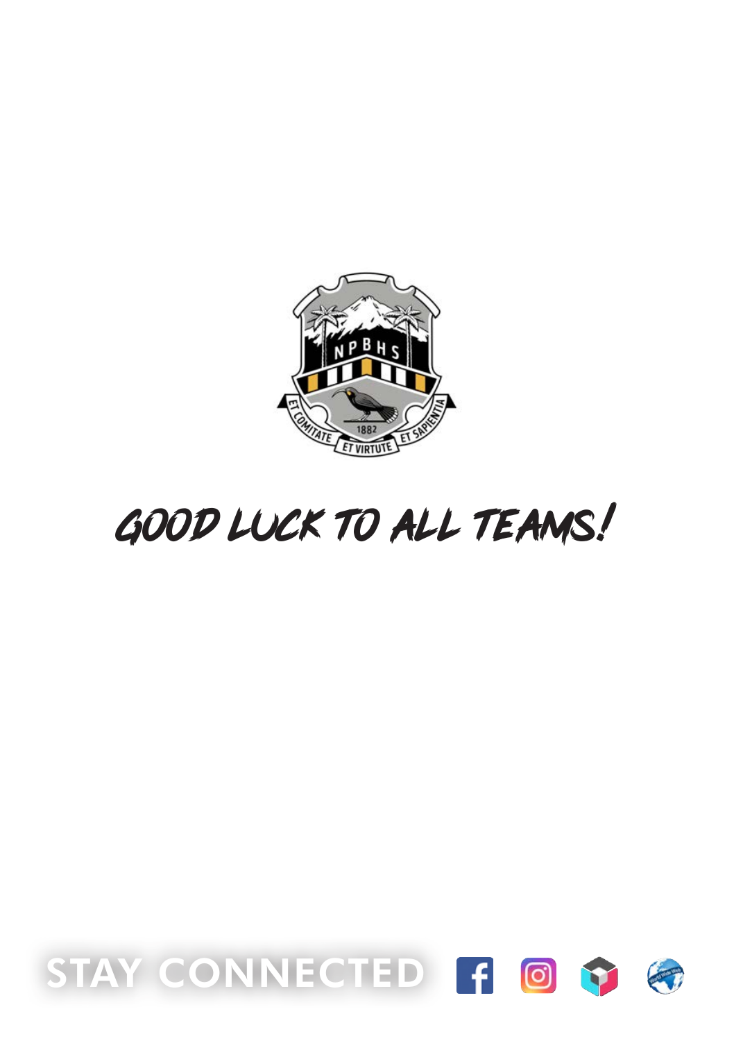NPBHS

ET COMITATE ET VIRTUTE ET SAPIENTIA

1882

# GOOD LUCK TO ALL TEAMS!

STAY CONNECTED